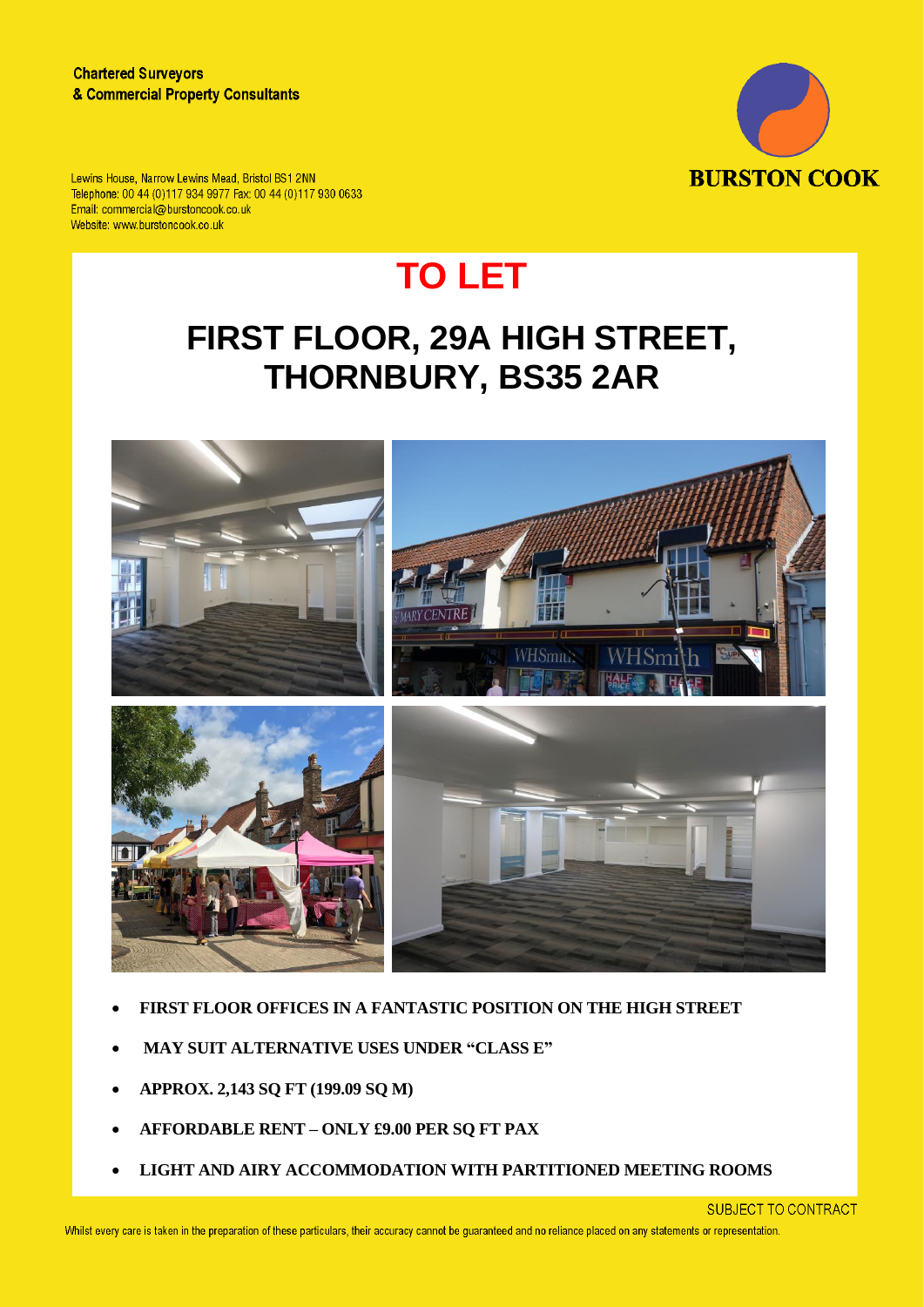Chartered Surveyors
& Commercial Property Consultants

Lewins House, Narrow Lewins Mead, Bristol BS1 2NN
Telephone: 00 44 (0)117 934 9977 Fax: 00 44 (0)117 930 0633
Email: commercial@burstoncook.co.uk
Website: www.burstoncook.co.uk

BURSTON COOK

# TO LET

# FIRST FLOOR, 29A HIGH STREET, THORNBURY, BS35 2AR

- **FIRST FLOOR OFFICES IN A FANTASTIC POSITION ON THE HIGH STREET**
- **MAY SUIT ALTERNATIVE USES UNDER "CLASS E"**
- **APPROX. 2,143 SQ FT (199.09 SQ M)**
- **AFFORDABLE RENT – ONLY £9.00 PER SQ FT PAX**
- **LIGHT AND AIRY ACCOMMODATION WITH PARTITIONED MEETING ROOMS**

SUBJECT TO CONTRACT

Whilst every care is taken in the preparation of these particulars, their accuracy cannot be guaranteed and no reliance placed on any statements or representation.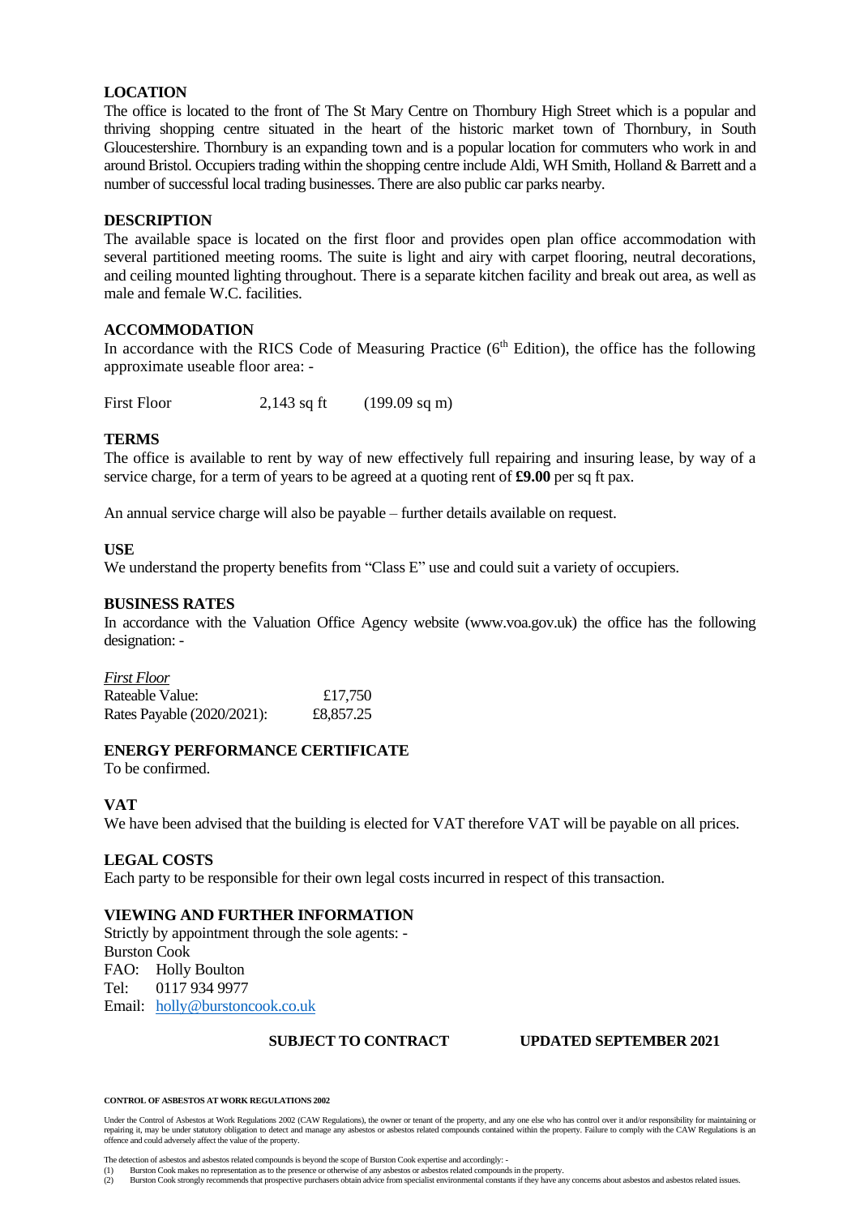## LOCATION

The office is located to the front of The St Mary Centre on Thornbury High Street which is a popular and thriving shopping centre situated in the heart of the historic market town of Thornbury, in South Gloucestershire. Thornbury is an expanding town and is a popular location for commuters who work in and around Bristol. Occupiers trading within the shopping centre include Aldi, WH Smith, Holland & Barrett and a number of successful local trading businesses. There are also public car parks nearby.

## DESCRIPTION

The available space is located on the first floor and provides open plan office accommodation with several partitioned meeting rooms. The suite is light and airy with carpet flooring, neutral decorations, and ceiling mounted lighting throughout. There is a separate kitchen facility and break out area, as well as male and female W.C. facilities.

## ACCOMMODATION

In accordance with the RICS Code of Measuring Practice (6th Edition), the office has the following approximate useable floor area: -

| | | |
|---|---|---|
| First Floor | 2,143 sq ft | (199.09 sq m) |

## TERMS

The office is available to rent by way of new effectively full repairing and insuring lease, by way of a service charge, for a term of years to be agreed at a quoting rent of **£9.00** per sq ft pax.

An annual service charge will also be payable – further details available on request.

## USE

We understand the property benefits from "Class E" use and could suit a variety of occupiers.

## BUSINESS RATES

In accordance with the Valuation Office Agency website (www.voa.gov.uk) the office has the following designation: -

*First Floor*

| | |
|---|---|
| Rateable Value: | £17,750 |
| Rates Payable (2020/2021): | £8,857.25 |

## ENERGY PERFORMANCE CERTIFICATE

To be confirmed.

## VAT

We have been advised that the building is elected for VAT therefore VAT will be payable on all prices.

## LEGAL COSTS

Each party to be responsible for their own legal costs incurred in respect of this transaction.

## VIEWING AND FURTHER INFORMATION

Strictly by appointment through the sole agents: -
Burston Cook
FAO: Holly Boulton
Tel: 0117 934 9977
Email: holly@burstoncook.co.uk

**SUBJECT TO CONTRACT** **UPDATED SEPTEMBER 2021**

**CONTROL OF ASBESTOS AT WORK REGULATIONS 2002**

Under the Control of Asbestos at Work Regulations 2002 (CAW Regulations), the owner or tenant of the property, and any one else who has control over it and/or responsibility for maintaining or repairing it, may be under statutory obligation to detect and manage any asbestos or asbestos related compounds contained within the property. Failure to comply with the CAW Regulations is an offence and could adversely affect the value of the property.

The detection of asbestos and asbestos related compounds is beyond the scope of Burston Cook expertise and accordingly: -

(1) Burston Cook makes no representation as to the presence or otherwise of any asbestos or asbestos related compounds in the property.
(2) Burston Cook strongly recommends that prospective purchasers obtain advice from specialist environmental constants if they have any concerns about asbestos and asbestos related issues.